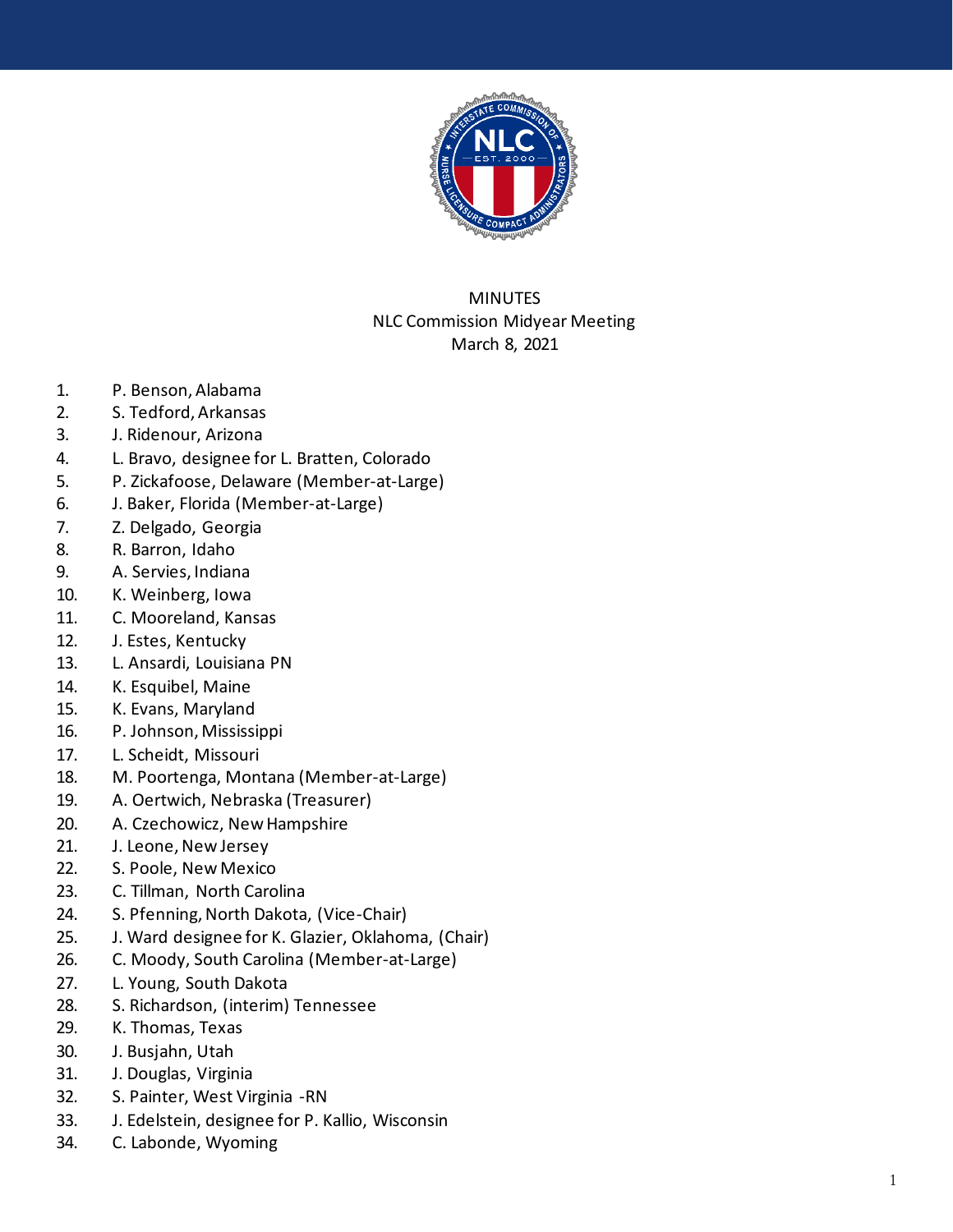MINUTES
NLC Commission Midyear Meeting
March 8, 2021

1. P. Benson, Alabama
2. S. Tedford, Arkansas
3. J. Ridenour, Arizona
4. L. Bravo, designee for L. Bratten, Colorado
5. P. Zickafoose, Delaware (Member-at-Large)
6. J. Baker, Florida (Member-at-Large)
7. Z. Delgado, Georgia
8. R. Barron, Idaho
9. A. Servies, Indiana
10. K. Weinberg, Iowa
11. C. Mooreland, Kansas
12. J. Estes, Kentucky
13. L. Ansardi, Louisiana PN
14. K. Esquibel, Maine
15. K. Evans, Maryland
16. P. Johnson, Mississippi
17. L. Scheidt, Missouri
18. M. Poortenga, Montana (Member-at-Large)
19. A. Oertwich, Nebraska (Treasurer)
20. A. Czechowicz, New Hampshire
21. J. Leone, New Jersey
22. S. Poole, New Mexico
23. C. Tillman, North Carolina
24. S. Pfenning, North Dakota, (Vice-Chair)
25. J. Ward designee for K. Glazier, Oklahoma, (Chair)
26. C. Moody, South Carolina (Member-at-Large)
27. L. Young, South Dakota
28. S. Richardson, (interim) Tennessee
29. K. Thomas, Texas
30. J. Busjahn, Utah
31. J. Douglas, Virginia
32. S. Painter, West Virginia -RN
33. J. Edelstein, designee for P. Kallio, Wisconsin
34. C. Labonde, Wyoming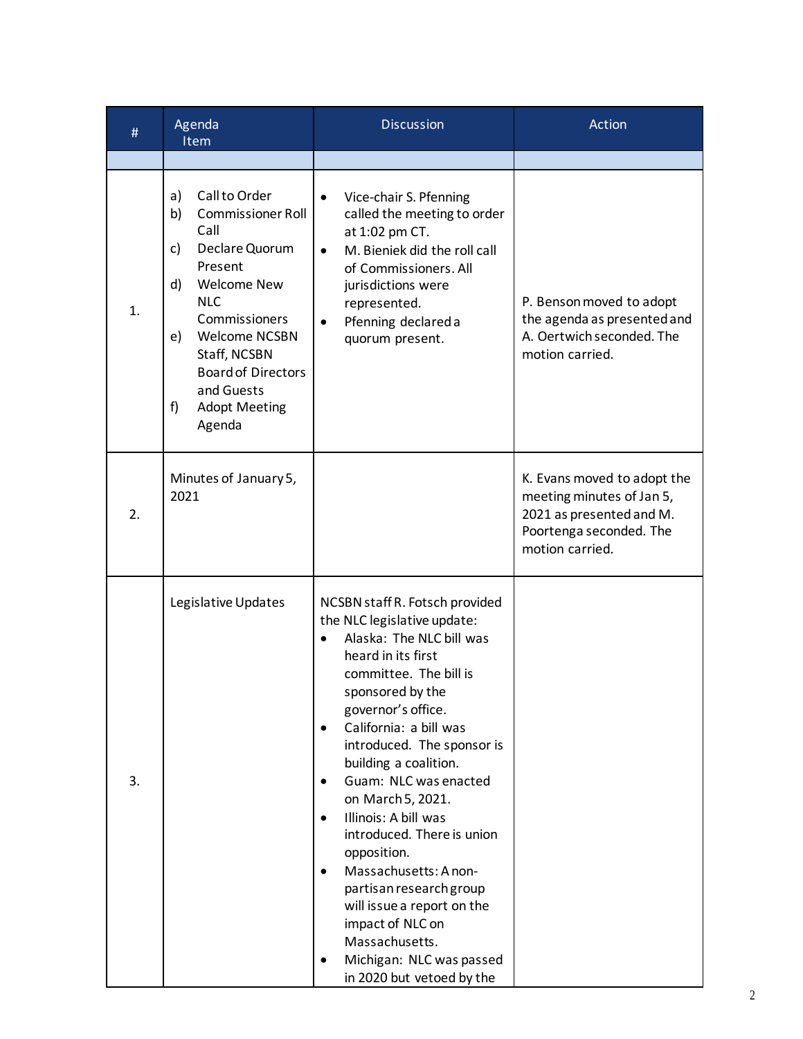| # | Agenda Item | Discussion | Action |
|---|---|---|---|
| | | | |
| 1. | a) Call to Order<br>b) Commissioner Roll Call<br>c) Declare Quorum Present<br>d) Welcome New NLC Commissioners<br>e) Welcome NCSBN Staff, NCSBN Board of Directors and Guests<br>f) Adopt Meeting Agenda | • Vice-chair S. Pfenning called the meeting to order at 1:02 pm CT.<br>• M. Bieniek did the roll call of Commissioners. All jurisdictions were represented.<br>• Pfenning declared a quorum present. | P. Benson moved to adopt the agenda as presented and A. Oertwich seconded. The motion carried. |
| 2. | Minutes of January 5, 2021 | | K. Evans moved to adopt the meeting minutes of Jan 5, 2021 as presented and M. Poortenga seconded. The motion carried. |
| 3. | Legislative Updates | NCSBN staff R. Fotsch provided the NLC legislative update:<br>• Alaska: The NLC bill was heard in its first committee. The bill is sponsored by the governor's office.<br>• California: a bill was introduced. The sponsor is building a coalition.<br>• Guam: NLC was enacted on March 5, 2021.<br>• Illinois: A bill was introduced. There is union opposition.<br>• Massachusetts: A non-partisan research group will issue a report on the impact of NLC on Massachusetts.<br>• Michigan: NLC was passed in 2020 but vetoed by the | |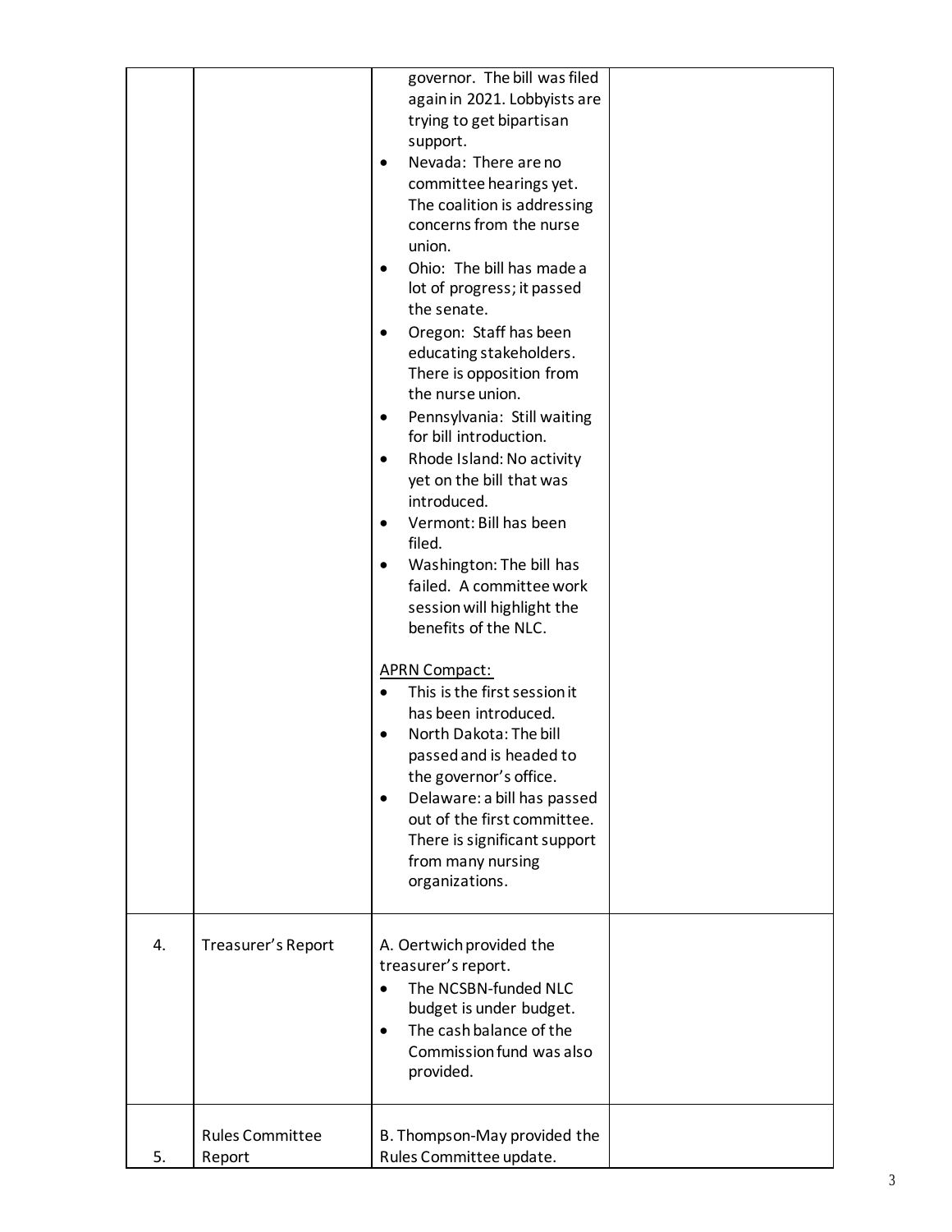| | | | |
|---|---|---|---|
| | | governor. The bill was filed again in 2021. Lobbyists are trying to get bipartisan support.<br>• Nevada: There are no committee hearings yet. The coalition is addressing concerns from the nurse union.<br>• Ohio: The bill has made a lot of progress; it passed the senate.<br>• Oregon: Staff has been educating stakeholders. There is opposition from the nurse union.<br>• Pennsylvania: Still waiting for bill introduction.<br>• Rhode Island: No activity yet on the bill that was introduced.<br>• Vermont: Bill has been filed.<br>• Washington: The bill has failed. A committee work session will highlight the benefits of the NLC.<br><br><u>APRN Compact:</u><br>• This is the first session it has been introduced.<br>• North Dakota: The bill passed and is headed to the governor's office.<br>• Delaware: a bill has passed out of the first committee. There is significant support from many nursing organizations. | |
| 4. | Treasurer's Report | A. Oertwich provided the treasurer's report.<br>• The NCSBN-funded NLC budget is under budget.<br>• The cash balance of the Commission fund was also provided. | |
| 5. | Rules Committee Report | B. Thompson-May provided the Rules Committee update. | |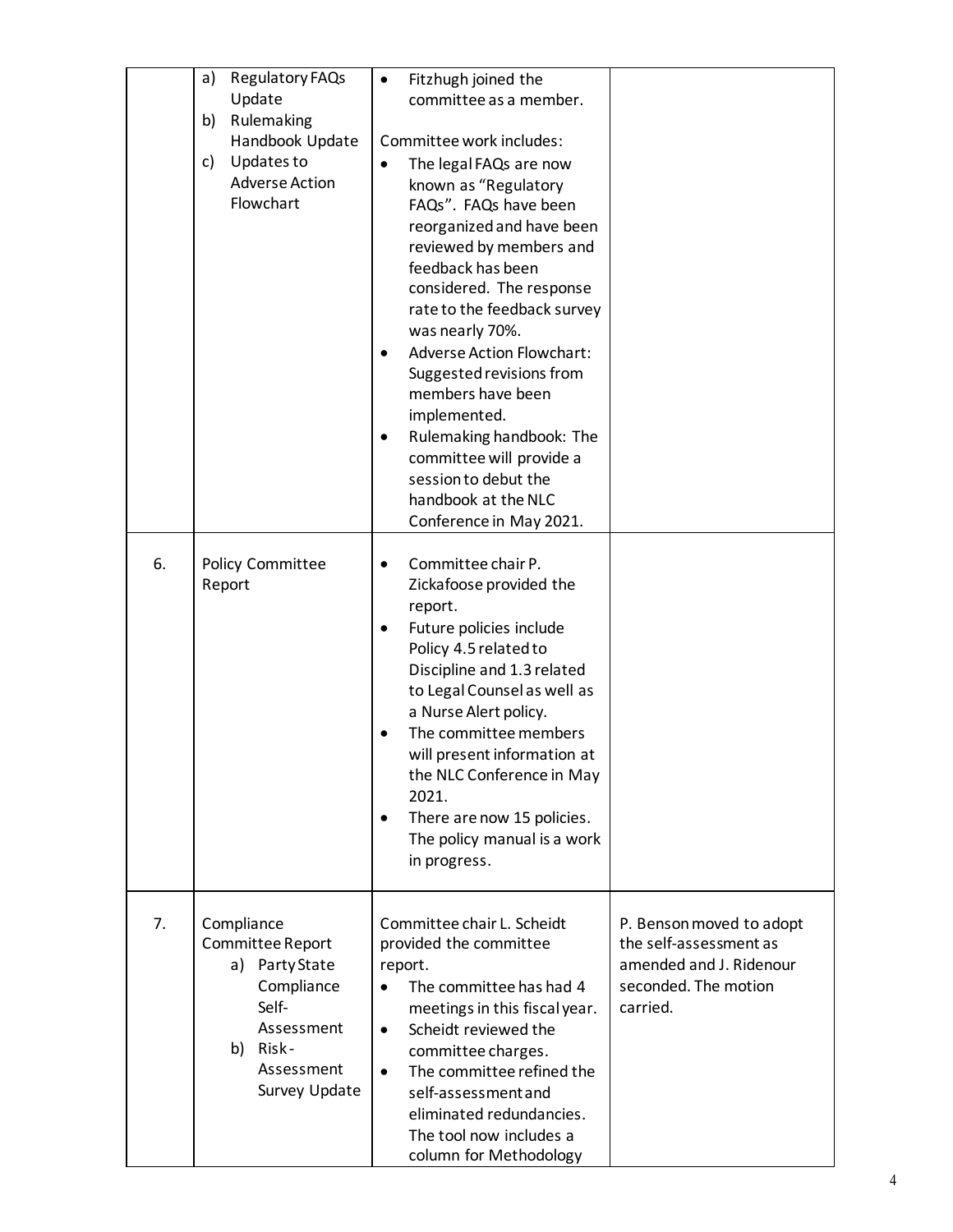| | | | |
|---|---|---|---|
| | a) Regulatory FAQs Update<br>b) Rulemaking Handbook Update<br>c) Updates to Adverse Action Flowchart | • Fitzhugh joined the committee as a member.<br><br>Committee work includes:<br>• The legal FAQs are now known as "Regulatory FAQs". FAQs have been reorganized and have been reviewed by members and feedback has been considered. The response rate to the feedback survey was nearly 70%.<br>• Adverse Action Flowchart: Suggested revisions from members have been implemented.<br>• Rulemaking handbook: The committee will provide a session to debut the handbook at the NLC Conference in May 2021. | |
| 6. | Policy Committee Report | • Committee chair P. Zickafoose provided the report.<br>• Future policies include Policy 4.5 related to Discipline and 1.3 related to Legal Counsel as well as a Nurse Alert policy.<br>• The committee members will present information at the NLC Conference in May 2021.<br>• There are now 15 policies. The policy manual is a work in progress. | |
| 7. | Compliance Committee Report<br>a) Party State Compliance Self-Assessment<br>b) Risk-Assessment Survey Update | Committee chair L. Scheidt provided the committee report.<br>• The committee has had 4 meetings in this fiscal year.<br>• Scheidt reviewed the committee charges.<br>• The committee refined the self-assessment and eliminated redundancies. The tool now includes a column for Methodology | P. Benson moved to adopt the self-assessment as amended and J. Ridenour seconded. The motion carried. |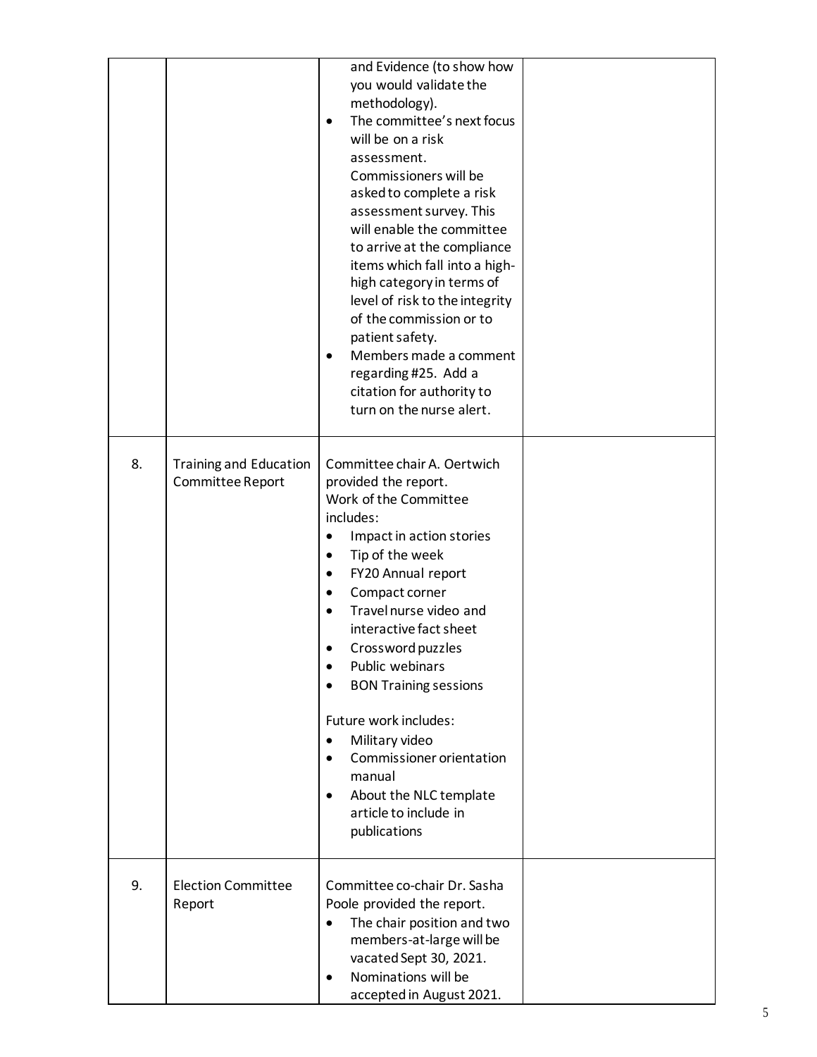| | | | |
|---|---|---|---|
| | | and Evidence (to show how you would validate the methodology).<br>• The committee's next focus will be on a risk assessment. Commissioners will be asked to complete a risk assessment survey. This will enable the committee to arrive at the compliance items which fall into a high-high category in terms of level of risk to the integrity of the commission or to patient safety.<br>• Members made a comment regarding #25. Add a citation for authority to turn on the nurse alert. | |
| 8. | Training and Education Committee Report | Committee chair A. Oertwich provided the report.<br>Work of the Committee includes:<br>• Impact in action stories<br>• Tip of the week<br>• FY20 Annual report<br>• Compact corner<br>• Travel nurse video and interactive fact sheet<br>• Crossword puzzles<br>• Public webinars<br>• BON Training sessions<br><br>Future work includes:<br>• Military video<br>• Commissioner orientation manual<br>• About the NLC template article to include in publications | |
| 9. | Election Committee Report | Committee co-chair Dr. Sasha Poole provided the report.<br>• The chair position and two members-at-large will be vacated Sept 30, 2021.<br>• Nominations will be accepted in August 2021. | |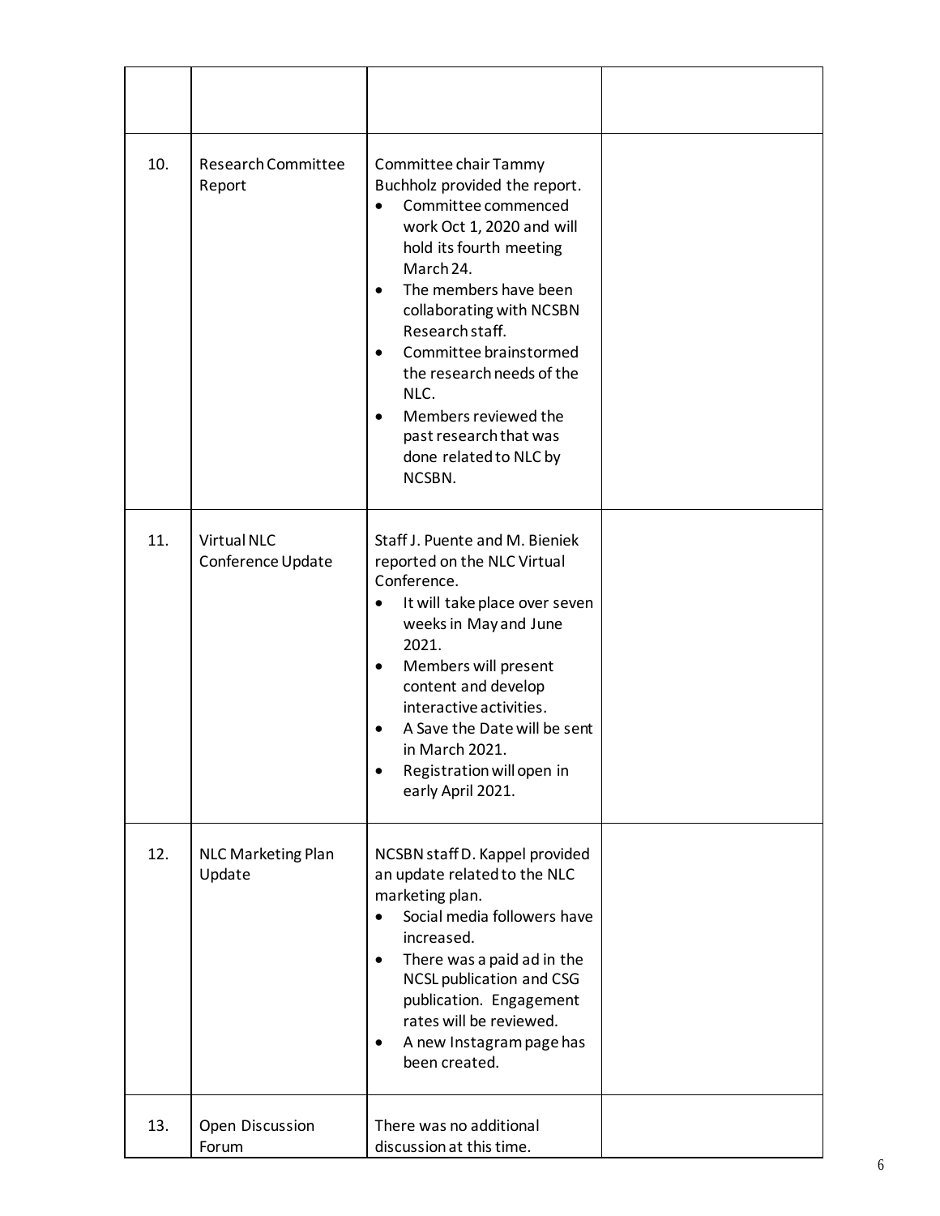|  |  |  |  |
|---|---|---|---|
| 10. | Research Committee Report | Committee chair Tammy Buchholz provided the report.<br>• Committee commenced work Oct 1, 2020 and will hold its fourth meeting March 24.<br>• The members have been collaborating with NCSBN Research staff.<br>• Committee brainstormed the research needs of the NLC.<br>• Members reviewed the past research that was done related to NLC by NCSBN. |  |
| 11. | Virtual NLC Conference Update | Staff J. Puente and M. Bieniek reported on the NLC Virtual Conference.<br>• It will take place over seven weeks in May and June 2021.<br>• Members will present content and develop interactive activities.<br>• A Save the Date will be sent in March 2021.<br>• Registration will open in early April 2021. |  |
| 12. | NLC Marketing Plan Update | NCSBN staff D. Kappel provided an update related to the NLC marketing plan.<br>• Social media followers have increased.<br>• There was a paid ad in the NCSL publication and CSG publication. Engagement rates will be reviewed.<br>• A new Instagram page has been created. |  |
| 13. | Open Discussion Forum | There was no additional discussion at this time. |  |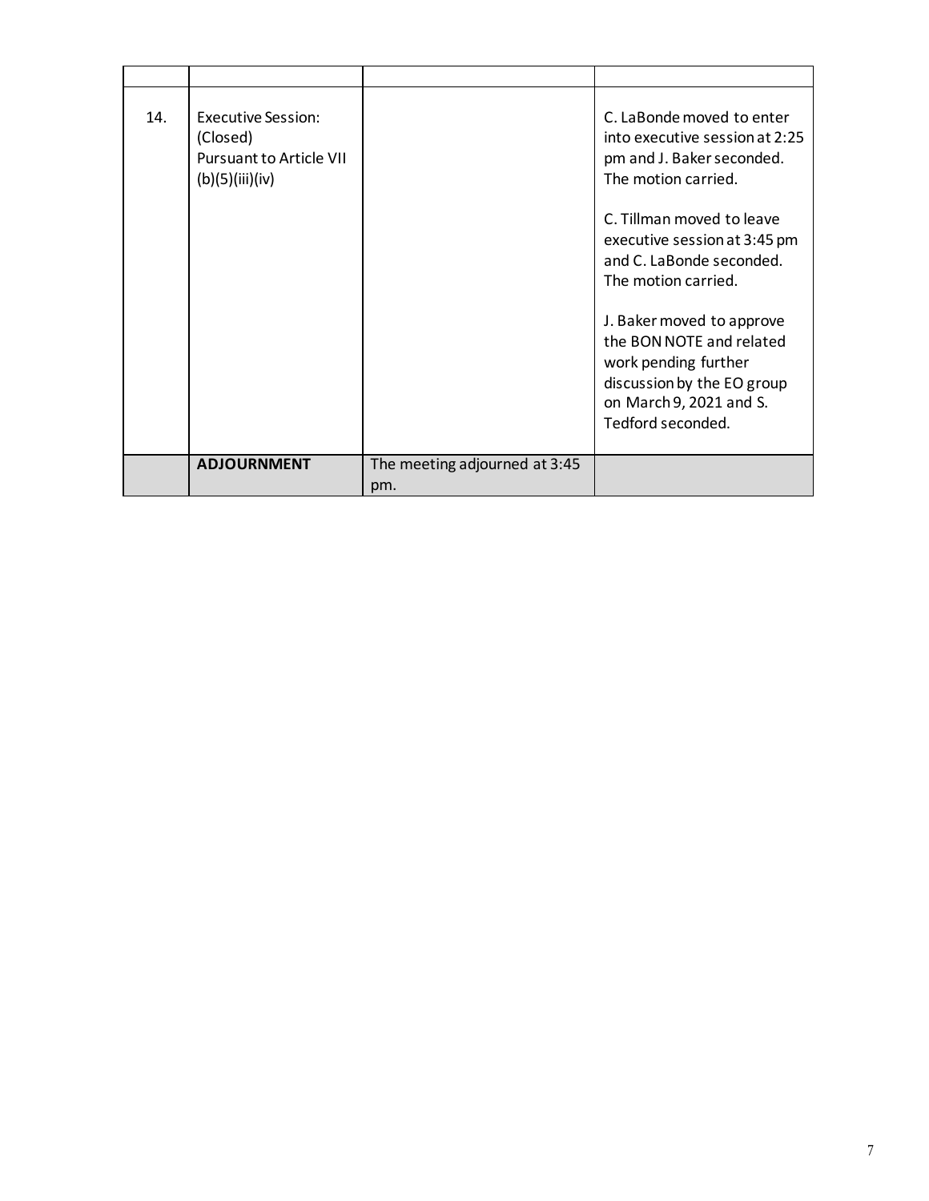| | | | |
|---|---|---|---|
| 14. | Executive Session: (Closed) Pursuant to Article VII (b)(5)(iii)(iv) | | C. LaBonde moved to enter into executive session at 2:25 pm and J. Baker seconded. The motion carried.<br><br>C. Tillman moved to leave executive session at 3:45 pm and C. LaBonde seconded. The motion carried.<br><br>J. Baker moved to approve the BON NOTE and related work pending further discussion by the EO group on March 9, 2021 and S. Tedford seconded. |
| | **ADJOURNMENT** | The meeting adjourned at 3:45 pm. | |